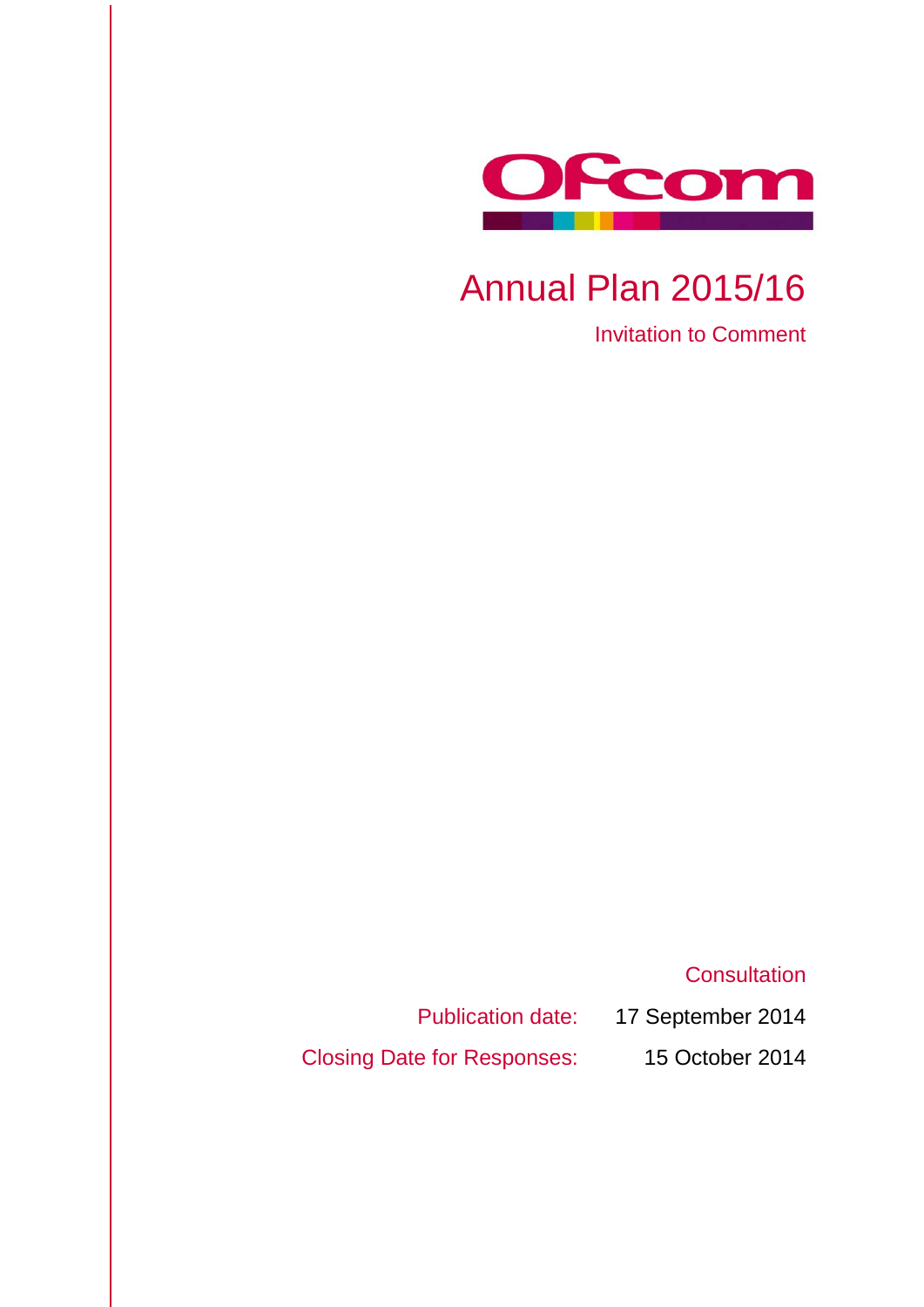Ofcom

# Annual Plan 2015/16

Invitation to Comment

Consultation

Publication date: 17 September 2014

Closing Date for Responses: 15 October 2014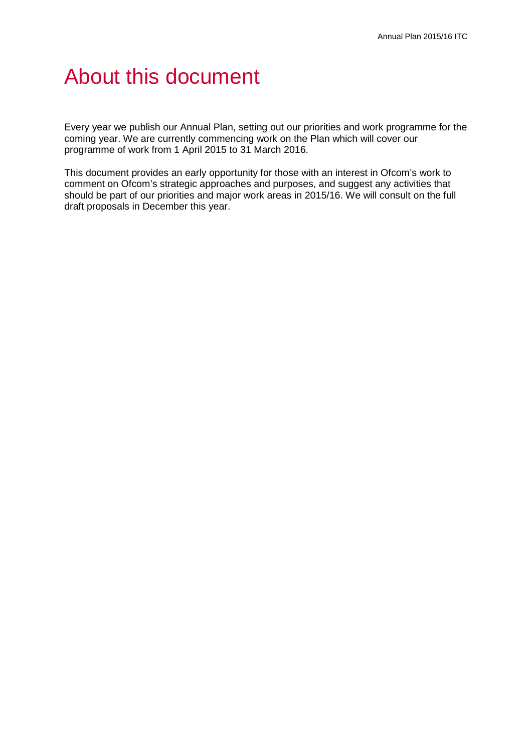# About this document

Every year we publish our Annual Plan, setting out our priorities and work programme for the coming year. We are currently commencing work on the Plan which will cover our programme of work from 1 April 2015 to 31 March 2016.

This document provides an early opportunity for those with an interest in Ofcom's work to comment on Ofcom's strategic approaches and purposes, and suggest any activities that should be part of our priorities and major work areas in 2015/16. We will consult on the full draft proposals in December this year.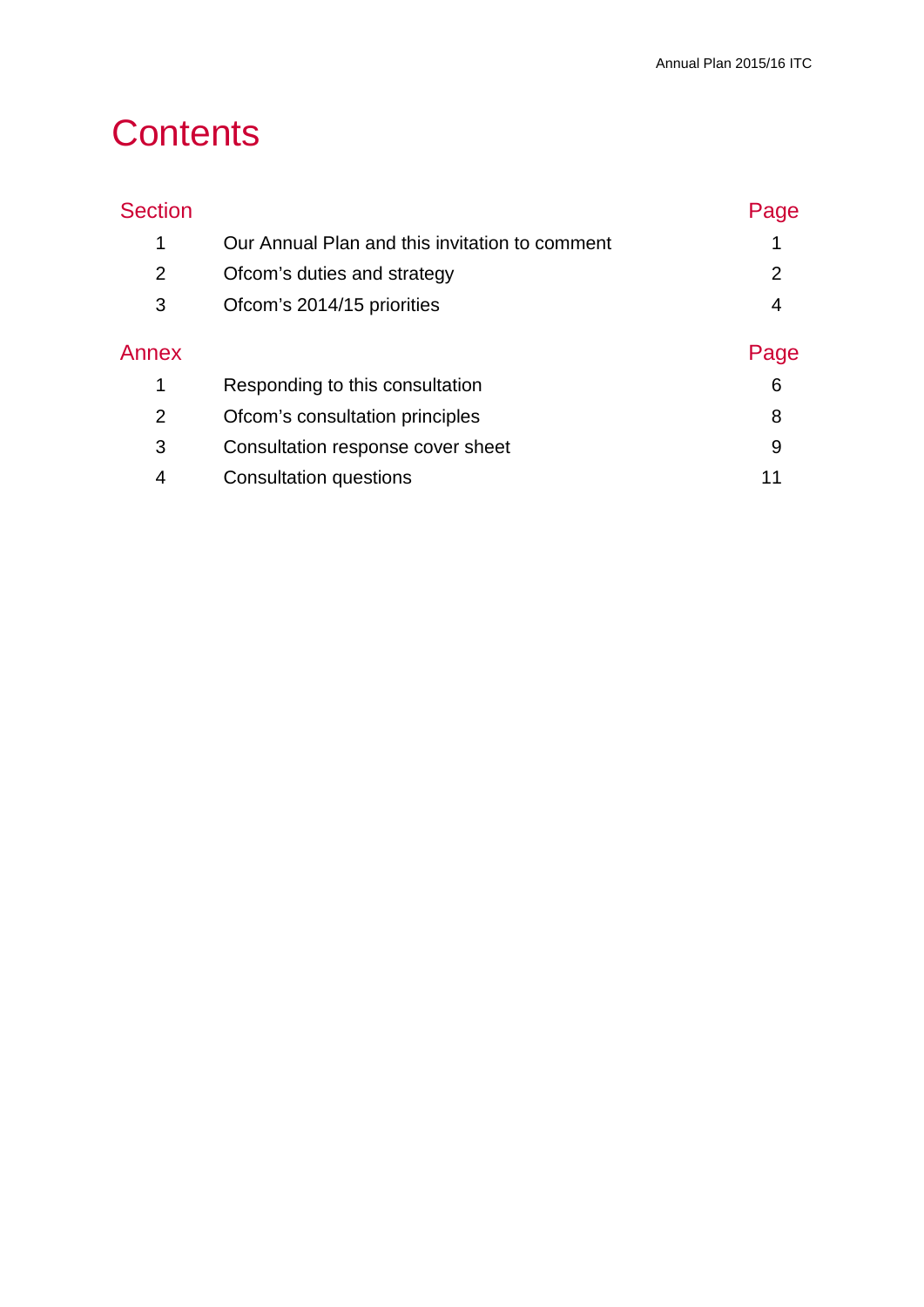# Contents

| Section | | Page |
| --- | --- | --- |
| 1 | Our Annual Plan and this invitation to comment | 1 |
| 2 | Ofcom's duties and strategy | 2 |
| 3 | Ofcom's 2014/15 priorities | 4 |

| Annex | | Page |
| --- | --- | --- |
| 1 | Responding to this consultation | 6 |
| 2 | Ofcom's consultation principles | 8 |
| 3 | Consultation response cover sheet | 9 |
| 4 | Consultation questions | 11 |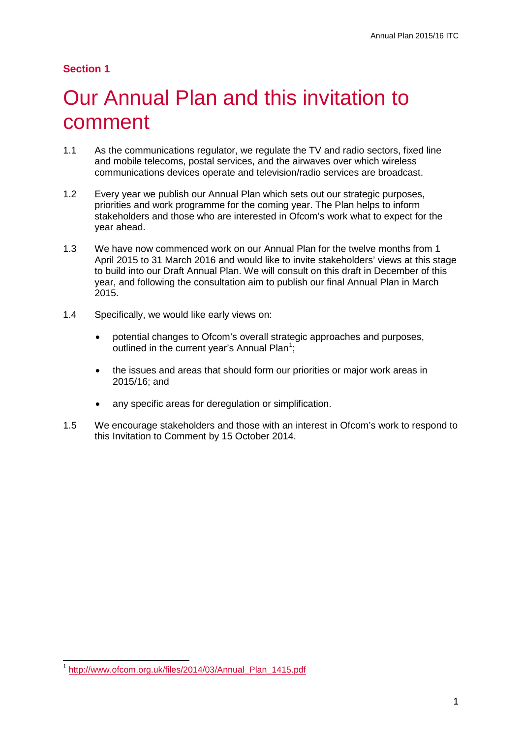## Section 1

# Our Annual Plan and this invitation to comment

1.1 As the communications regulator, we regulate the TV and radio sectors, fixed line and mobile telecoms, postal services, and the airwaves over which wireless communications devices operate and television/radio services are broadcast.

1.2 Every year we publish our Annual Plan which sets out our strategic purposes, priorities and work programme for the coming year. The Plan helps to inform stakeholders and those who are interested in Ofcom's work what to expect for the year ahead.

1.3 We have now commenced work on our Annual Plan for the twelve months from 1 April 2015 to 31 March 2016 and would like to invite stakeholders' views at this stage to build into our Draft Annual Plan. We will consult on this draft in December of this year, and following the consultation aim to publish our final Annual Plan in March 2015.

1.4 Specifically, we would like early views on:

- potential changes to Ofcom's overall strategic approaches and purposes, outlined in the current year's Annual Plan[1];
- the issues and areas that should form our priorities or major work areas in 2015/16; and
- any specific areas for deregulation or simplification.

1.5 We encourage stakeholders and those with an interest in Ofcom's work to respond to this Invitation to Comment by 15 October 2014.

---

[1] http://www.ofcom.org.uk/files/2014/03/Annual_Plan_1415.pdf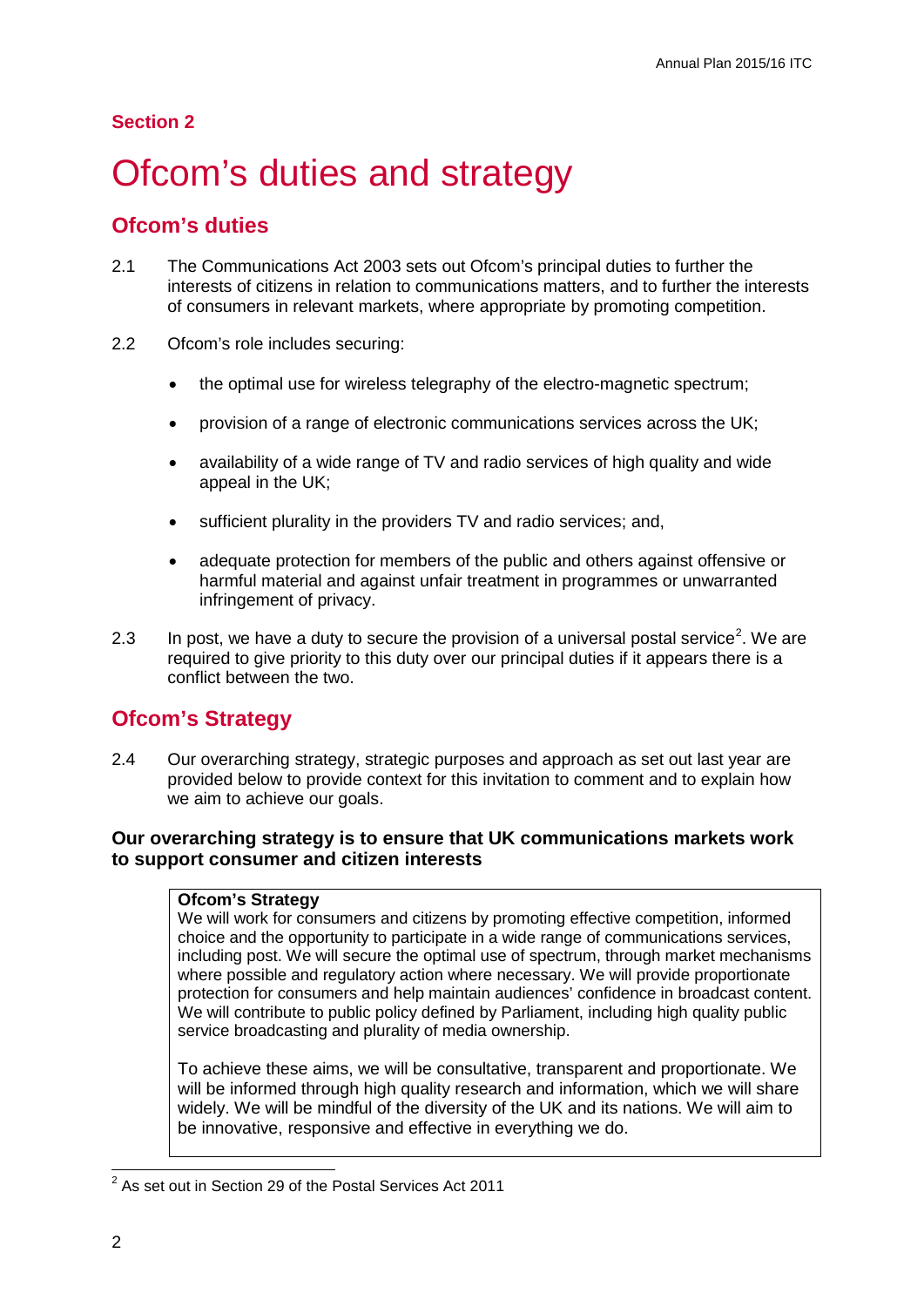## Section 2

# Ofcom's duties and strategy

## Ofcom's duties

2.1 The Communications Act 2003 sets out Ofcom's principal duties to further the interests of citizens in relation to communications matters, and to further the interests of consumers in relevant markets, where appropriate by promoting competition.

2.2 Ofcom's role includes securing:

- the optimal use for wireless telegraphy of the electro-magnetic spectrum;
- provision of a range of electronic communications services across the UK;
- availability of a wide range of TV and radio services of high quality and wide appeal in the UK;
- sufficient plurality in the providers TV and radio services; and,
- adequate protection for members of the public and others against offensive or harmful material and against unfair treatment in programmes or unwarranted infringement of privacy.

2.3 In post, we have a duty to secure the provision of a universal postal service[2]. We are required to give priority to this duty over our principal duties if it appears there is a conflict between the two.

## Ofcom's Strategy

2.4 Our overarching strategy, strategic purposes and approach as set out last year are provided below to provide context for this invitation to comment and to explain how we aim to achieve our goals.

### Our overarching strategy is to ensure that UK communications markets work to support consumer and citizen interests

**Ofcom's Strategy**

We will work for consumers and citizens by promoting effective competition, informed choice and the opportunity to participate in a wide range of communications services, including post. We will secure the optimal use of spectrum, through market mechanisms where possible and regulatory action where necessary. We will provide proportionate protection for consumers and help maintain audiences' confidence in broadcast content. We will contribute to public policy defined by Parliament, including high quality public service broadcasting and plurality of media ownership.

To achieve these aims, we will be consultative, transparent and proportionate. We will be informed through high quality research and information, which we will share widely. We will be mindful of the diversity of the UK and its nations. We will aim to be innovative, responsive and effective in everything we do.

---

[2] As set out in Section 29 of the Postal Services Act 2011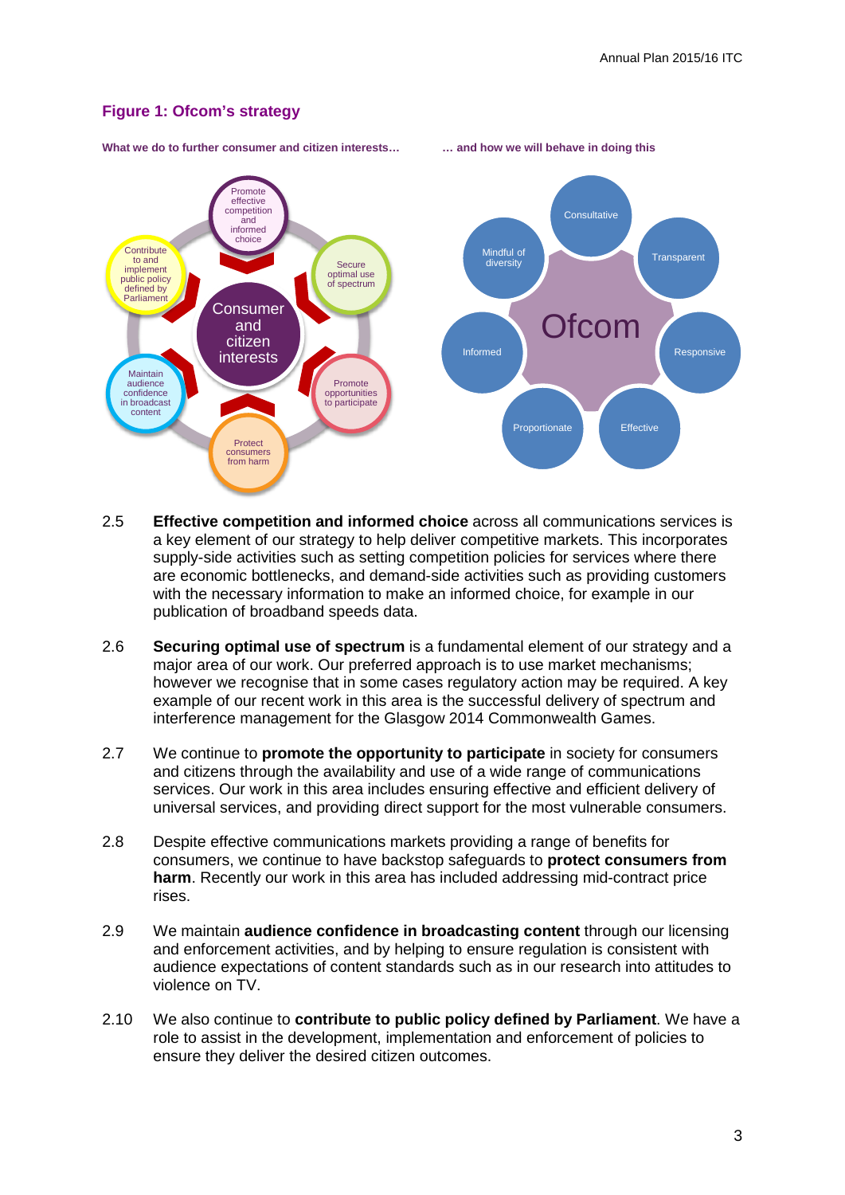### Figure 1: Ofcom's strategy

**What we do to further consumer and citizen interests…**

Consumer and citizen interests

- Promote effective competition and informed choice
- Secure optimal use of spectrum
- Promote opportunities to participate
- Protect consumers from harm
- Maintain audience confidence in broadcast content
- Contribute to and implement public policy defined by Parliament

**… and how we will behave in doing this**

Ofcom

- Consultative
- Transparent
- Responsive
- Effective
- Proportionate
- Informed
- Mindful of diversity

2.5 **Effective competition and informed choice** across all communications services is a key element of our strategy to help deliver competitive markets. This incorporates supply-side activities such as setting competition policies for services where there are economic bottlenecks, and demand-side activities such as providing customers with the necessary information to make an informed choice, for example in our publication of broadband speeds data.

2.6 **Securing optimal use of spectrum** is a fundamental element of our strategy and a major area of our work. Our preferred approach is to use market mechanisms; however we recognise that in some cases regulatory action may be required. A key example of our recent work in this area is the successful delivery of spectrum and interference management for the Glasgow 2014 Commonwealth Games.

2.7 We continue to **promote the opportunity to participate** in society for consumers and citizens through the availability and use of a wide range of communications services. Our work in this area includes ensuring effective and efficient delivery of universal services, and providing direct support for the most vulnerable consumers.

2.8 Despite effective communications markets providing a range of benefits for consumers, we continue to have backstop safeguards to **protect consumers from harm**. Recently our work in this area has included addressing mid-contract price rises.

2.9 We maintain **audience confidence in broadcasting content** through our licensing and enforcement activities, and by helping to ensure regulation is consistent with audience expectations of content standards such as in our research into attitudes to violence on TV.

2.10 We also continue to **contribute to public policy defined by Parliament**. We have a role to assist in the development, implementation and enforcement of policies to ensure they deliver the desired citizen outcomes.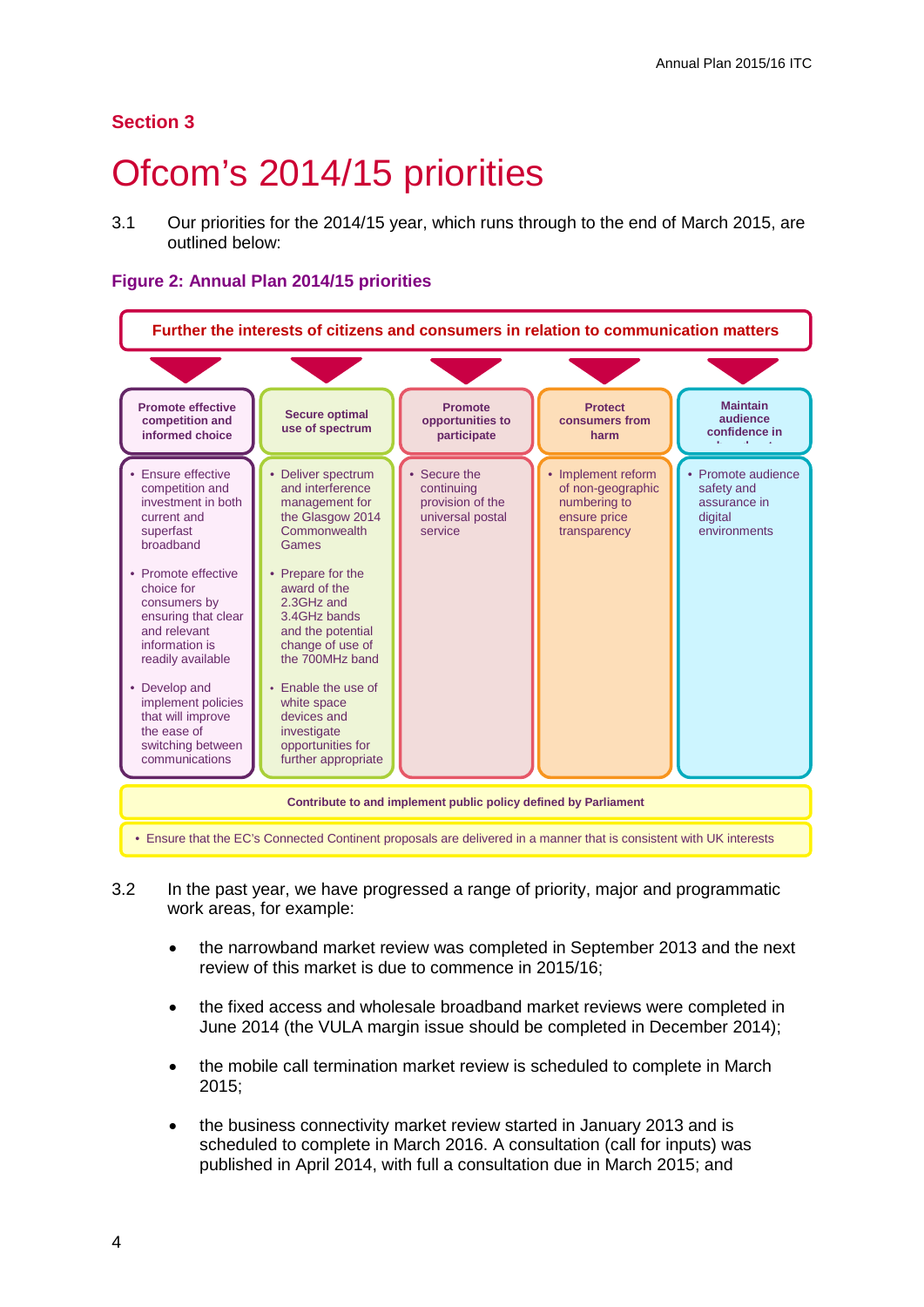## Section 3

# Ofcom's 2014/15 priorities

3.1 Our priorities for the 2014/15 year, which runs through to the end of March 2015, are outlined below:

**Figure 2: Annual Plan 2014/15 priorities**

**Further the interests of citizens and consumers in relation to communication matters**

| Promote effective competition and informed choice | Secure optimal use of spectrum | Promote opportunities to participate | Protect consumers from harm | Maintain audience confidence in broadcast services |
|---|---|---|---|---|
| • Ensure effective competition and investment in both current and superfast broadband<br>• Promote effective choice for consumers by ensuring that clear and relevant information is readily available<br>• Develop and implement policies that will improve the ease of switching between communications | • Deliver spectrum and interference management for the Glasgow 2014 Commonwealth Games<br>• Prepare for the award of the 2.3GHz and 3.4GHz bands and the potential change of use of the 700MHz band<br>• Enable the use of white space devices and investigate opportunities for further appropriate | • Secure the continuing provision of the universal postal service | • Implement reform of non-geographic numbering to ensure price transparency | • Promote audience safety and assurance in digital environments |

**Contribute to and implement public policy defined by Parliament**

- Ensure that the EC's Connected Continent proposals are delivered in a manner that is consistent with UK interests

3.2 In the past year, we have progressed a range of priority, major and programmatic work areas, for example:

- the narrowband market review was completed in September 2013 and the next review of this market is due to commence in 2015/16;
- the fixed access and wholesale broadband market reviews were completed in June 2014 (the VULA margin issue should be completed in December 2014);
- the mobile call termination market review is scheduled to complete in March 2015;
- the business connectivity market review started in January 2013 and is scheduled to complete in March 2016. A consultation (call for inputs) was published in April 2014, with full a consultation due in March 2015; and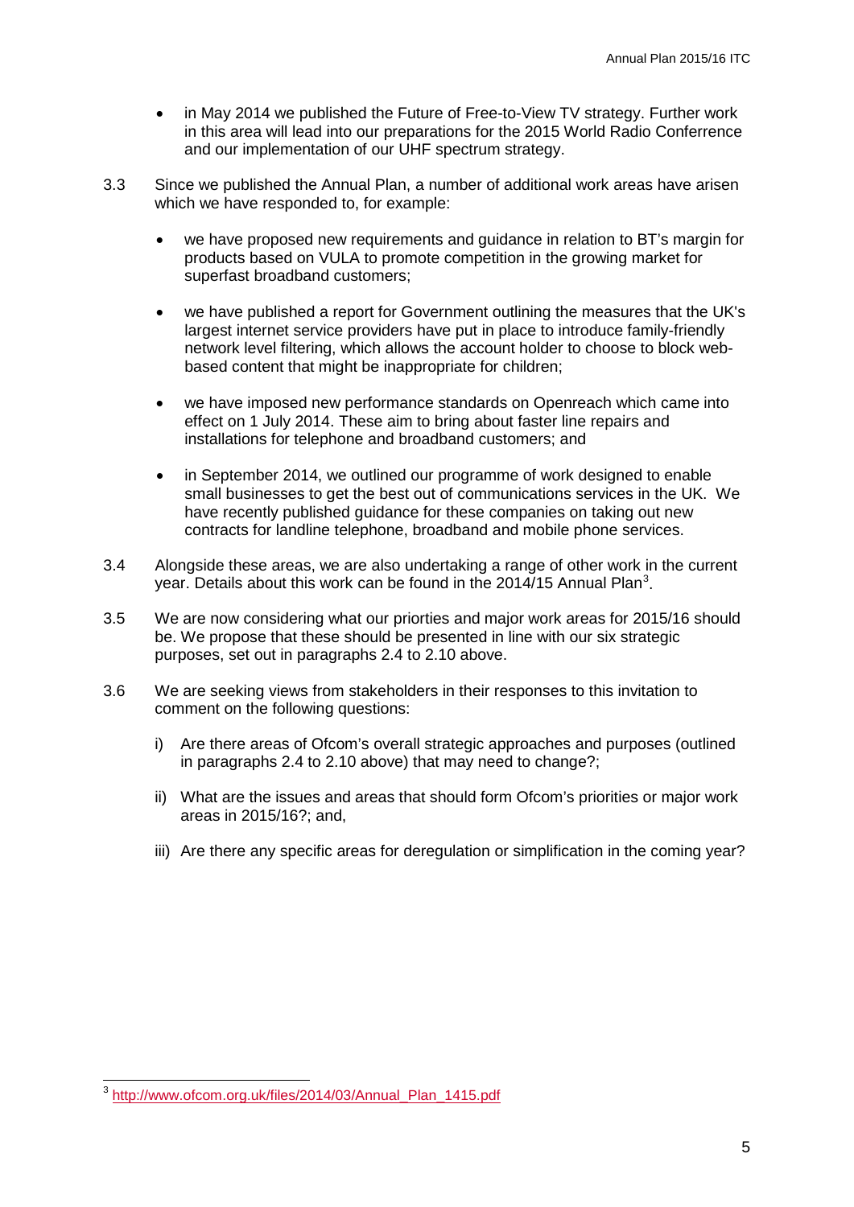- in May 2014 we published the Future of Free-to-View TV strategy. Further work in this area will lead into our preparations for the 2015 World Radio Conference and our implementation of our UHF spectrum strategy.

3.3 Since we published the Annual Plan, a number of additional work areas have arisen which we have responded to, for example:

- we have proposed new requirements and guidance in relation to BT's margin for products based on VULA to promote competition in the growing market for superfast broadband customers;

- we have published a report for Government outlining the measures that the UK's largest internet service providers have put in place to introduce family-friendly network level filtering, which allows the account holder to choose to block web-based content that might be inappropriate for children;

- we have imposed new performance standards on Openreach which came into effect on 1 July 2014. These aim to bring about faster line repairs and installations for telephone and broadband customers; and

- in September 2014, we outlined our programme of work designed to enable small businesses to get the best out of communications services in the UK. We have recently published guidance for these companies on taking out new contracts for landline telephone, broadband and mobile phone services.

3.4 Alongside these areas, we are also undertaking a range of other work in the current year. Details about this work can be found in the 2014/15 Annual Plan[3].

3.5 We are now considering what our priorties and major work areas for 2015/16 should be. We propose that these should be presented in line with our six strategic purposes, set out in paragraphs 2.4 to 2.10 above.

3.6 We are seeking views from stakeholders in their responses to this invitation to comment on the following questions:

   i) Are there areas of Ofcom's overall strategic approaches and purposes (outlined in paragraphs 2.4 to 2.10 above) that may need to change?;

   ii) What are the issues and areas that should form Ofcom's priorities or major work areas in 2015/16?; and,

   iii) Are there any specific areas for deregulation or simplification in the coming year?

---

[3] http://www.ofcom.org.uk/files/2014/03/Annual_Plan_1415.pdf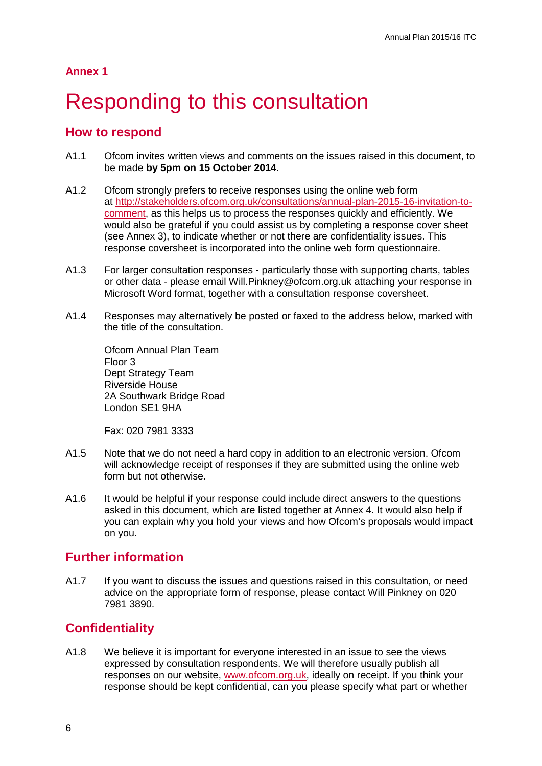## Annex 1

# Responding to this consultation

## How to respond

A1.1 Ofcom invites written views and comments on the issues raised in this document, to be made **by 5pm on 15 October 2014**.

A1.2 Ofcom strongly prefers to receive responses using the online web form at [http://stakeholders.ofcom.org.uk/consultations/annual-plan-2015-16-invitation-to-comment](http://stakeholders.ofcom.org.uk/consultations/annual-plan-2015-16-invitation-to-comment), as this helps us to process the responses quickly and efficiently. We would also be grateful if you could assist us by completing a response cover sheet (see Annex 3), to indicate whether or not there are confidentiality issues. This response coversheet is incorporated into the online web form questionnaire.

A1.3 For larger consultation responses - particularly those with supporting charts, tables or other data - please email Will.Pinkney@ofcom.org.uk attaching your response in Microsoft Word format, together with a consultation response coversheet.

A1.4 Responses may alternatively be posted or faxed to the address below, marked with the title of the consultation.

Ofcom Annual Plan Team
Floor 3
Dept Strategy Team
Riverside House
2A Southwark Bridge Road
London SE1 9HA

Fax: 020 7981 3333

A1.5 Note that we do not need a hard copy in addition to an electronic version. Ofcom will acknowledge receipt of responses if they are submitted using the online web form but not otherwise.

A1.6 It would be helpful if your response could include direct answers to the questions asked in this document, which are listed together at Annex 4. It would also help if you can explain why you hold your views and how Ofcom's proposals would impact on you.

## Further information

A1.7 If you want to discuss the issues and questions raised in this consultation, or need advice on the appropriate form of response, please contact Will Pinkney on 020 7981 3890.

## Confidentiality

A1.8 We believe it is important for everyone interested in an issue to see the views expressed by consultation respondents. We will therefore usually publish all responses on our website, [www.ofcom.org.uk](http://www.ofcom.org.uk), ideally on receipt. If you think your response should be kept confidential, can you please specify what part or whether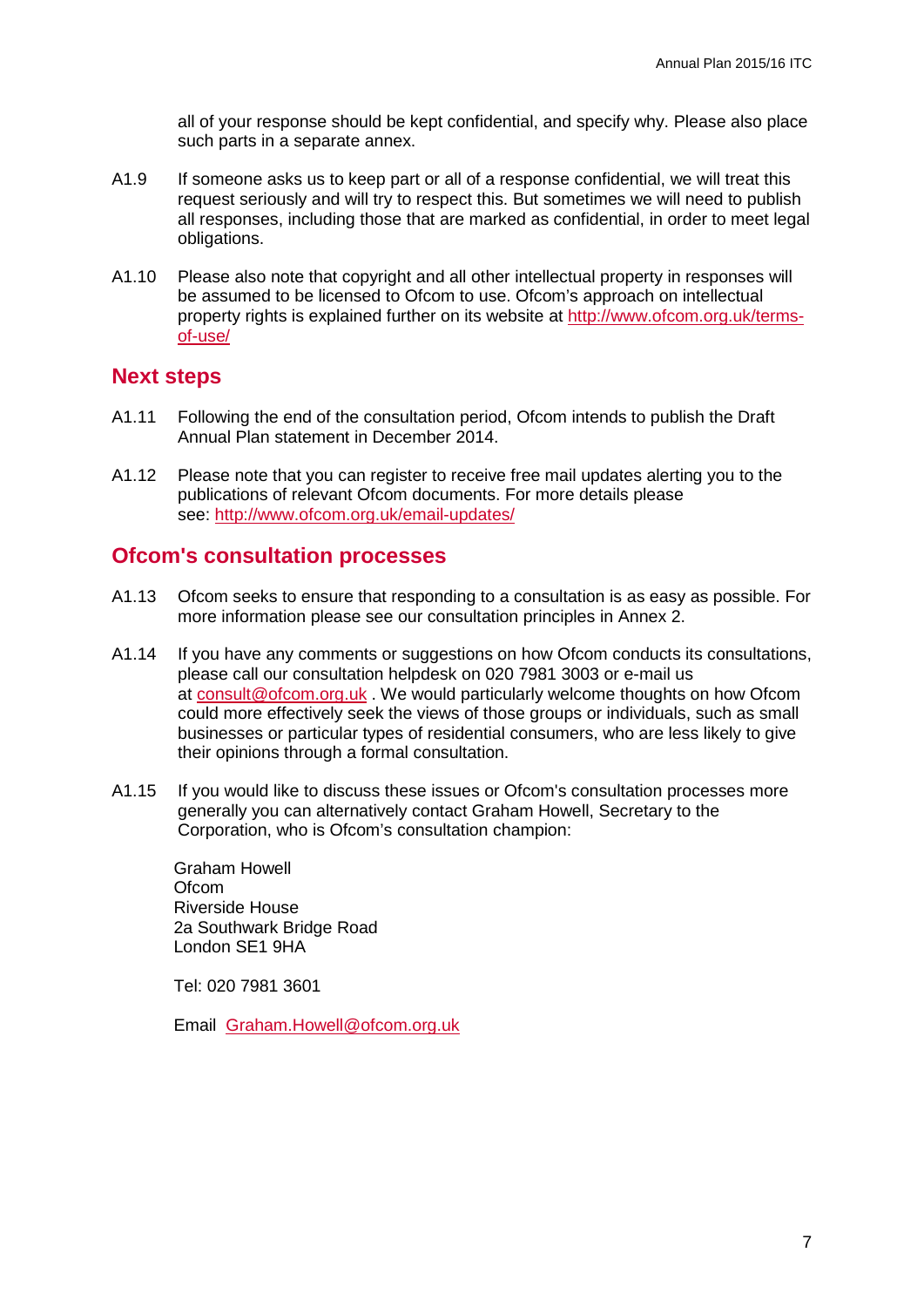all of your response should be kept confidential, and specify why. Please also place such parts in a separate annex.

A1.9 If someone asks us to keep part or all of a response confidential, we will treat this request seriously and will try to respect this. But sometimes we will need to publish all responses, including those that are marked as confidential, in order to meet legal obligations.

A1.10 Please also note that copyright and all other intellectual property in responses will be assumed to be licensed to Ofcom to use. Ofcom's approach on intellectual property rights is explained further on its website at http://www.ofcom.org.uk/terms-of-use/

## Next steps

A1.11 Following the end of the consultation period, Ofcom intends to publish the Draft Annual Plan statement in December 2014.

A1.12 Please note that you can register to receive free mail updates alerting you to the publications of relevant Ofcom documents. For more details please see: http://www.ofcom.org.uk/email-updates/

## Ofcom's consultation processes

A1.13 Ofcom seeks to ensure that responding to a consultation is as easy as possible. For more information please see our consultation principles in Annex 2.

A1.14 If you have any comments or suggestions on how Ofcom conducts its consultations, please call our consultation helpdesk on 020 7981 3003 or e-mail us at consult@ofcom.org.uk . We would particularly welcome thoughts on how Ofcom could more effectively seek the views of those groups or individuals, such as small businesses or particular types of residential consumers, who are less likely to give their opinions through a formal consultation.

A1.15 If you would like to discuss these issues or Ofcom's consultation processes more generally you can alternatively contact Graham Howell, Secretary to the Corporation, who is Ofcom's consultation champion:

Graham Howell
Ofcom
Riverside House
2a Southwark Bridge Road
London SE1 9HA

Tel: 020 7981 3601

Email Graham.Howell@ofcom.org.uk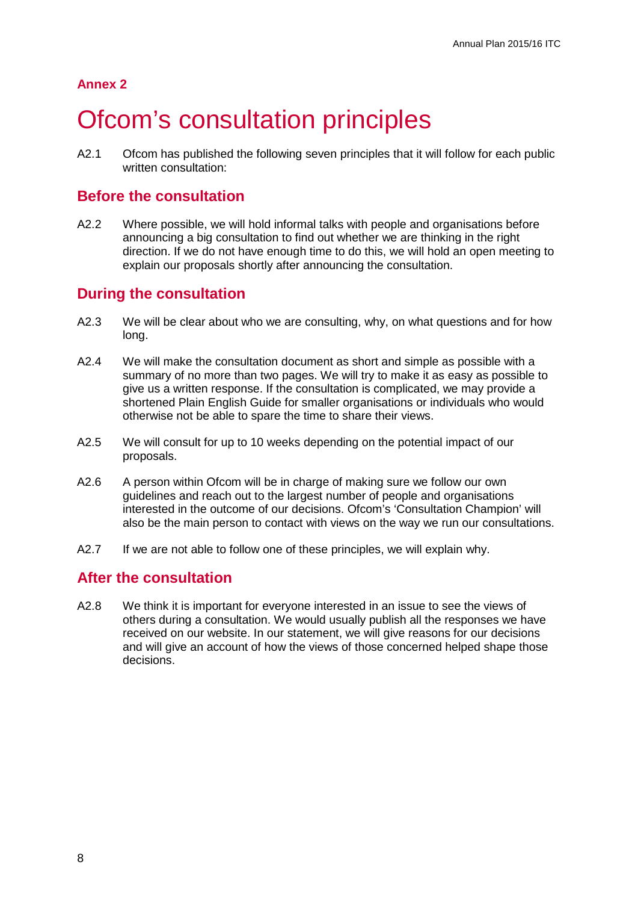**Annex 2**

# Ofcom's consultation principles

A2.1 Ofcom has published the following seven principles that it will follow for each public written consultation:

## Before the consultation

A2.2 Where possible, we will hold informal talks with people and organisations before announcing a big consultation to find out whether we are thinking in the right direction. If we do not have enough time to do this, we will hold an open meeting to explain our proposals shortly after announcing the consultation.

## During the consultation

A2.3 We will be clear about who we are consulting, why, on what questions and for how long.

A2.4 We will make the consultation document as short and simple as possible with a summary of no more than two pages. We will try to make it as easy as possible to give us a written response. If the consultation is complicated, we may provide a shortened Plain English Guide for smaller organisations or individuals who would otherwise not be able to spare the time to share their views.

A2.5 We will consult for up to 10 weeks depending on the potential impact of our proposals.

A2.6 A person within Ofcom will be in charge of making sure we follow our own guidelines and reach out to the largest number of people and organisations interested in the outcome of our decisions. Ofcom's 'Consultation Champion' will also be the main person to contact with views on the way we run our consultations.

A2.7 If we are not able to follow one of these principles, we will explain why.

## After the consultation

A2.8 We think it is important for everyone interested in an issue to see the views of others during a consultation. We would usually publish all the responses we have received on our website. In our statement, we will give reasons for our decisions and will give an account of how the views of those concerned helped shape those decisions.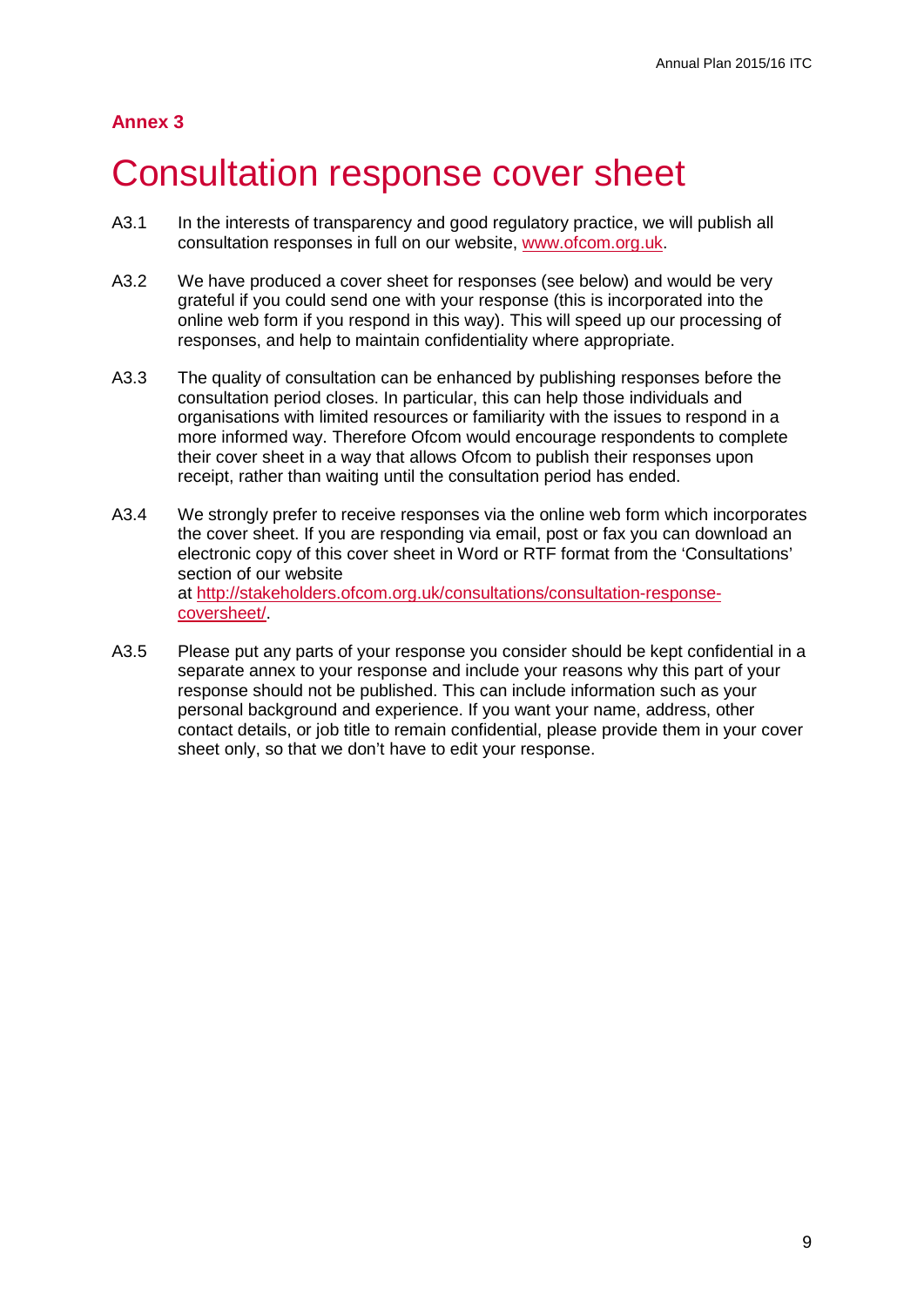## Annex 3

# Consultation response cover sheet

A3.1 In the interests of transparency and good regulatory practice, we will publish all consultation responses in full on our website, [www.ofcom.org.uk](http://www.ofcom.org.uk).

A3.2 We have produced a cover sheet for responses (see below) and would be very grateful if you could send one with your response (this is incorporated into the online web form if you respond in this way). This will speed up our processing of responses, and help to maintain confidentiality where appropriate.

A3.3 The quality of consultation can be enhanced by publishing responses before the consultation period closes. In particular, this can help those individuals and organisations with limited resources or familiarity with the issues to respond in a more informed way. Therefore Ofcom would encourage respondents to complete their cover sheet in a way that allows Ofcom to publish their responses upon receipt, rather than waiting until the consultation period has ended.

A3.4 We strongly prefer to receive responses via the online web form which incorporates the cover sheet. If you are responding via email, post or fax you can download an electronic copy of this cover sheet in Word or RTF format from the 'Consultations' section of our website at [http://stakeholders.ofcom.org.uk/consultations/consultation-response-coversheet/](http://stakeholders.ofcom.org.uk/consultations/consultation-response-coversheet/).

A3.5 Please put any parts of your response you consider should be kept confidential in a separate annex to your response and include your reasons why this part of your response should not be published. This can include information such as your personal background and experience. If you want your name, address, other contact details, or job title to remain confidential, please provide them in your cover sheet only, so that we don't have to edit your response.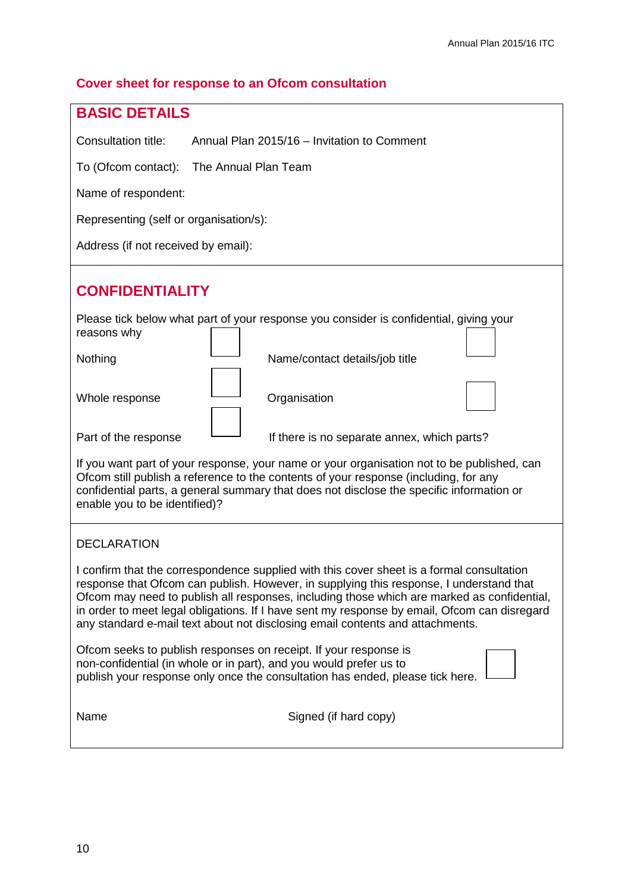## Cover sheet for response to an Ofcom consultation

## BASIC DETAILS

Consultation title: Annual Plan 2015/16 – Invitation to Comment

To (Ofcom contact): The Annual Plan Team

Name of respondent:

Representing (self or organisation/s):

Address (if not received by email):

## CONFIDENTIALITY

Please tick below what part of your response you consider is confidential, giving your reasons why

| | | | |
|---|---|---|---|
| Nothing | ☐ | Name/contact details/job title | ☐ |
| Whole response | ☐ | Organisation | ☐ |
| Part of the response | ☐ | If there is no separate annex, which parts? | |

If you want part of your response, your name or your organisation not to be published, can Ofcom still publish a reference to the contents of your response (including, for any confidential parts, a general summary that does not disclose the specific information or enable you to be identified)?

DECLARATION

I confirm that the correspondence supplied with this cover sheet is a formal consultation response that Ofcom can publish. However, in supplying this response, I understand that Ofcom may need to publish all responses, including those which are marked as confidential, in order to meet legal obligations. If I have sent my response by email, Ofcom can disregard any standard e-mail text about not disclosing email contents and attachments.

Ofcom seeks to publish responses on receipt. If your response is non-confidential (in whole or in part), and you would prefer us to publish your response only once the consultation has ended, please tick here. ☐

Name Signed (if hard copy)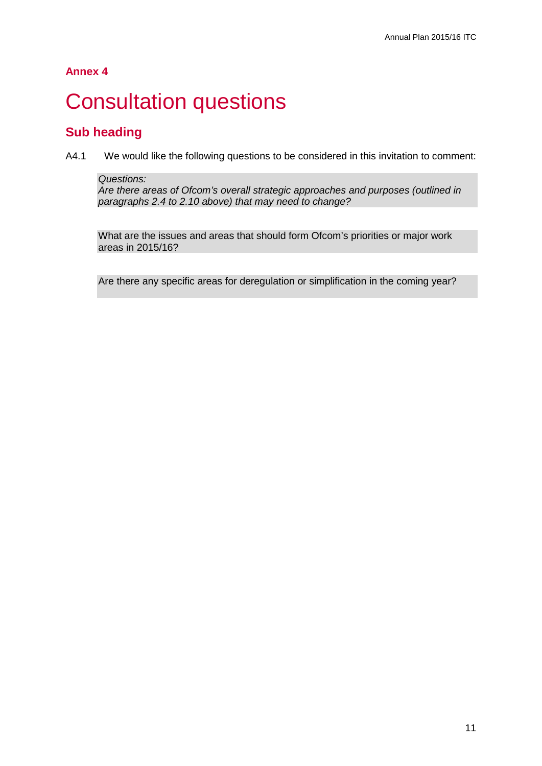## Annex 4

# Consultation questions

### Sub heading

A4.1 We would like the following questions to be considered in this invitation to comment:

> *Questions:*
> *Are there areas of Ofcom's overall strategic approaches and purposes (outlined in paragraphs 2.4 to 2.10 above) that may need to change?*

> What are the issues and areas that should form Ofcom's priorities or major work areas in 2015/16?

> Are there any specific areas for deregulation or simplification in the coming year?